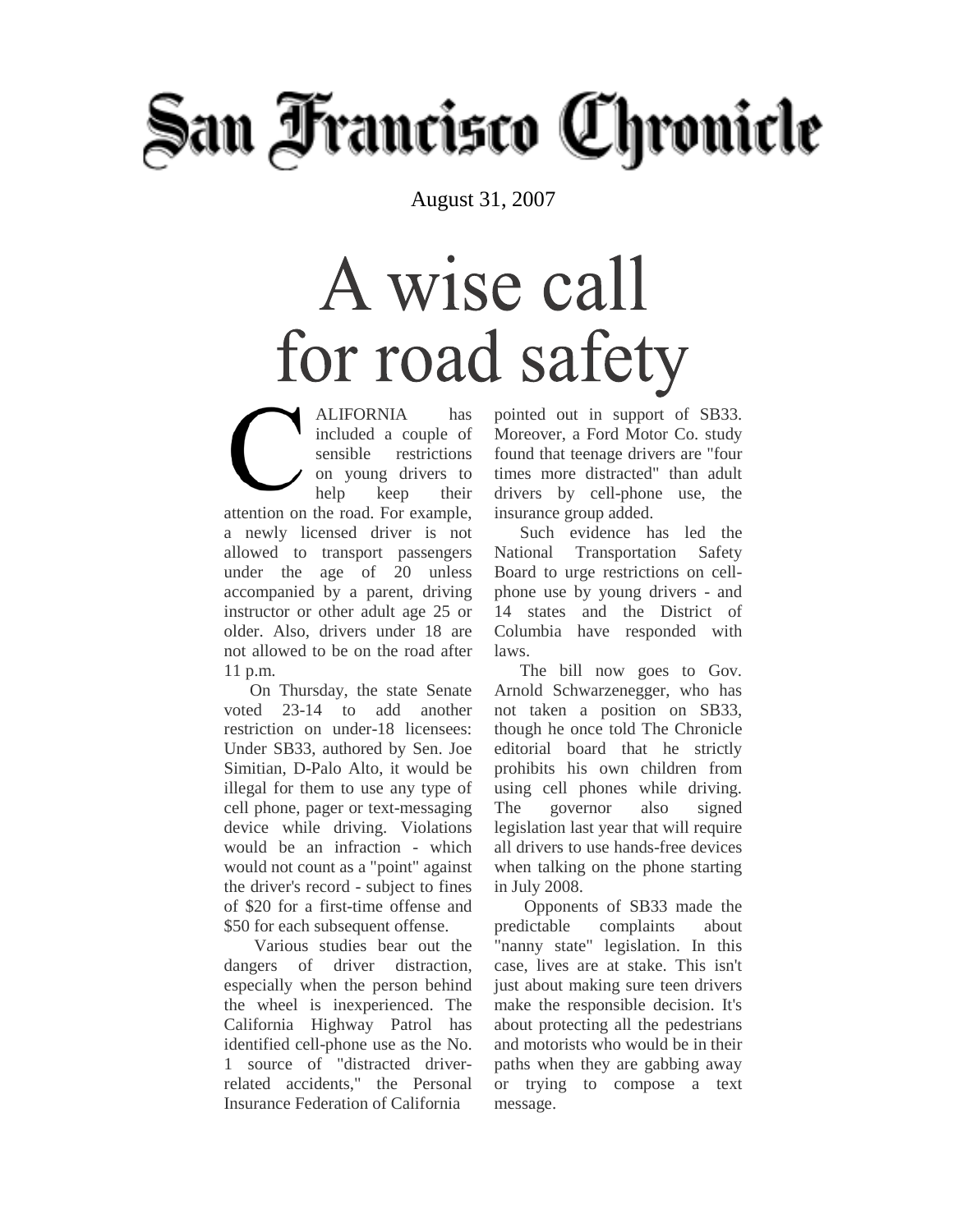# San Francisco Chronicle

August 31, 2007

# A wise call for road safety

CALIFORNIA has included a couple of sensible restrictions on young drivers to help keep their attention on the road. For example, a newly licensed driver is not allowed to transport passengers under the age of 20 unless accompanied by a parent, driving instructor or other adult age 25 or older. Also, drivers under 18 are not allowed to be on the road after 11 p.m.

On Thursday, the state Senate voted 23-14 to add another restriction on under-18 licensees: Under SB33, authored by Sen. Joe Simitian, D-Palo Alto, it would be illegal for them to use any type of cell phone, pager or text-messaging device while driving. Violations would be an infraction - which would not count as a "point" against the driver's record - subject to fines of $20 for a first-time offense and $50 for each subsequent offense.

Various studies bear out the dangers of driver distraction, especially when the person behind the wheel is inexperienced. The California Highway Patrol has identified cell-phone use as the No. 1 source of "distracted driver-related accidents," the Personal Insurance Federation of California pointed out in support of SB33. Moreover, a Ford Motor Co. study found that teenage drivers are "four times more distracted" than adult drivers by cell-phone use, the insurance group added.

Such evidence has led the National Transportation Safety Board to urge restrictions on cell-phone use by young drivers - and 14 states and the District of Columbia have responded with laws.

The bill now goes to Gov. Arnold Schwarzenegger, who has not taken a position on SB33, though he once told The Chronicle editorial board that he strictly prohibits his own children from using cell phones while driving. The governor also signed legislation last year that will require all drivers to use hands-free devices when talking on the phone starting in July 2008.

Opponents of SB33 made the predictable complaints about "nanny state" legislation. In this case, lives are at stake. This isn't just about making sure teen drivers make the responsible decision. It's about protecting all the pedestrians and motorists who would be in their paths when they are gabbing away or trying to compose a text message.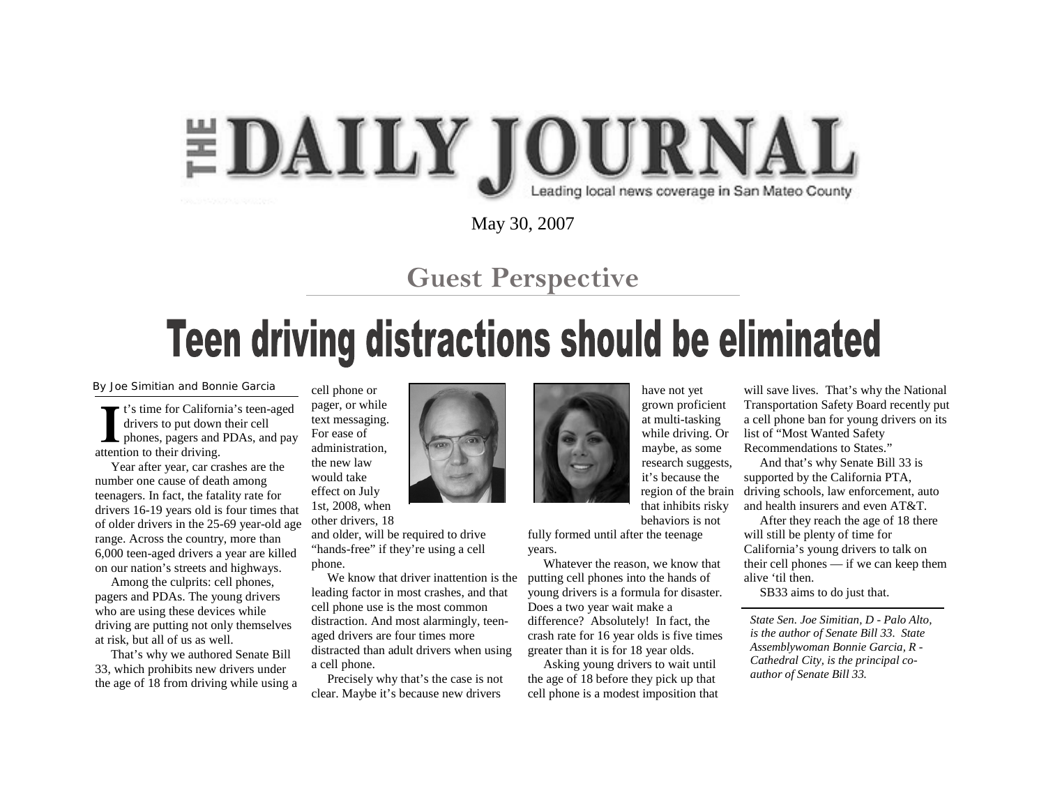# THE DAILY JOURNAL

Leading local news coverage in San Mateo County

May 30, 2007

## Guest Perspective

# Teen driving distractions should be eliminated

By Joe Simitian and Bonnie Garcia

It's time for California's teen-aged drivers to put down their cell phones, pagers and PDAs, and pay attention to their driving.

Year after year, car crashes are the number one cause of death among teenagers. In fact, the fatality rate for drivers 16-19 years old is four times that of older drivers in the 25-69 year-old age range. Across the country, more than 6,000 teen-aged drivers a year are killed on our nation's streets and highways.

Among the culprits: cell phones, pagers and PDAs. The young drivers who are using these devices while driving are putting not only themselves at risk, but all of us as well.

That's why we authored Senate Bill 33, which prohibits new drivers under the age of 18 from driving while using a cell phone or pager, or while text messaging. For ease of administration, the new law would take effect on July 1st, 2008, when other drivers, 18 and older, will be required to drive "hands-free" if they're using a cell phone.

We know that driver inattention is the leading factor in most crashes, and that cell phone use is the most common distraction. And most alarmingly, teen-aged drivers are four times more distracted than adult drivers when using a cell phone.

Precisely why that's the case is not clear. Maybe it's because new drivers have not yet grown proficient at multi-tasking while driving. Or maybe, as some research suggests, it's because the region of the brain that inhibits risky behaviors is not fully formed until after the teenage years.

Whatever the reason, we know that putting cell phones into the hands of young drivers is a formula for disaster. Does a two year wait make a difference? Absolutely! In fact, the crash rate for 16 year olds is five times greater than it is for 18 year olds.

Asking young drivers to wait until the age of 18 before they pick up that cell phone is a modest imposition that will save lives. That's why the National Transportation Safety Board recently put a cell phone ban for young drivers on its list of "Most Wanted Safety Recommendations to States."

And that's why Senate Bill 33 is supported by the California PTA, driving schools, law enforcement, auto and health insurers and even AT&T.

After they reach the age of 18 there will still be plenty of time for California's young drivers to talk on their cell phones — if we can keep them alive 'til then.

SB33 aims to do just that.

---

*State Sen. Joe Simitian, D - Palo Alto, is the author of Senate Bill 33. State Assemblywoman Bonnie Garcia, R - Cathedral City, is the principal co-author of Senate Bill 33.*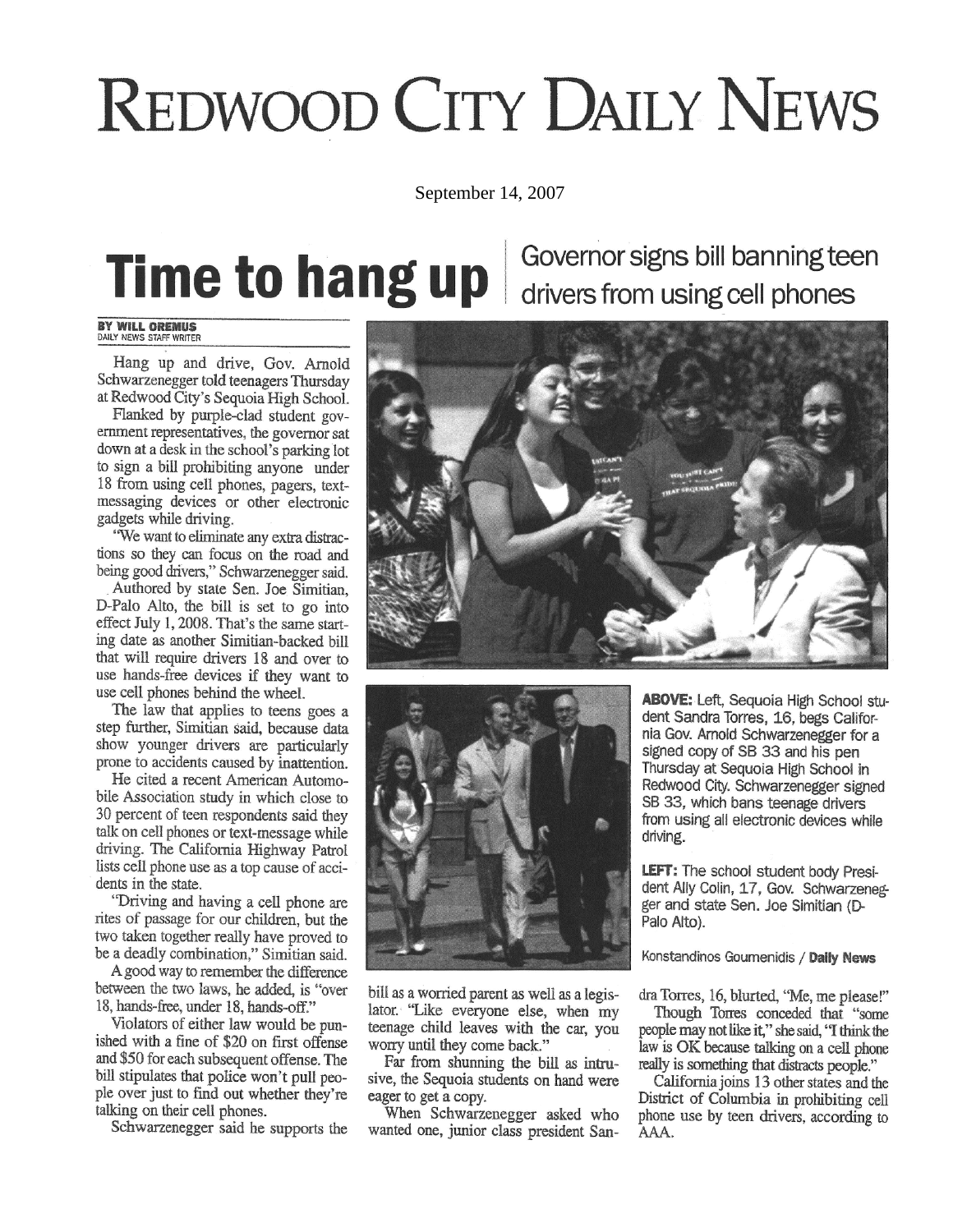# REDWOOD CITY DAILY NEWS

September 14, 2007

## Time to hang up

### Governor signs bill banning teen drivers from using cell phones

**BY WILL OREMUS**
DAILY NEWS STAFF WRITER

Hang up and drive, Gov. Arnold Schwarzenegger told teenagers Thursday at Redwood City's Sequoia High School.

Flanked by purple-clad student government representatives, the governor sat down at a desk in the school's parking lot to sign a bill prohibiting anyone under 18 from using cell phones, pagers, text-messaging devices or other electronic gadgets while driving.

"We want to eliminate any extra distractions so they can focus on the road and being good drivers," Schwarzenegger said.

Authored by state Sen. Joe Simitian, D-Palo Alto, the bill is set to go into effect July 1, 2008. That's the same starting date as another Simitian-backed bill that will require drivers 18 and over to use hands-free devices if they want to use cell phones behind the wheel.

The law that applies to teens goes a step further, Simitian said, because data show younger drivers are particularly prone to accidents caused by inattention.

He cited a recent American Automobile Association study in which close to 30 percent of teen respondents said they talk on cell phones or text-message while driving. The California Highway Patrol lists cell phone use as a top cause of accidents in the state.

"Driving and having a cell phone are rites of passage for our children, but the two taken together really have proved to be a deadly combination," Simitian said.

A good way to remember the difference between the two laws, he added, is "over 18, hands-free, under 18, hands-off."

Violators of either law would be punished with a fine of $20 on first offense and $50 for each subsequent offense. The bill stipulates that police won't pull people over just to find out whether they're talking on their cell phones.

Schwarzenegger said he supports the bill as a worried parent as well as a legislator. "Like everyone else, when my teenage child leaves with the car, you worry until they come back."

Far from shunning the bill as intrusive, the Sequoia students on hand were eager to get a copy.

When Schwarzenegger asked who wanted one, junior class president Sandra Torres, 16, blurted, "Me, me please!"

Though Torres conceded that "some people may not like it," she said, "I think the law is OK because talking on a cell phone really is something that distracts people."

California joins 13 other states and the District of Columbia in prohibiting cell phone use by teen drivers, according to AAA.

**ABOVE:** Left, Sequoia High School student Sandra Torres, 16, begs California Gov. Arnold Schwarzenegger for a signed copy of SB 33 and his pen Thursday at Sequoia High School in Redwood City. Schwarzenegger signed SB 33, which bans teenage drivers from using all electronic devices while driving.

**LEFT:** The school student body President Ally Colin, 17, Gov. Schwarzenegger and state Sen. Joe Simitian (D-Palo Alto).

Konstandinos Goumenidis / **Daily News**